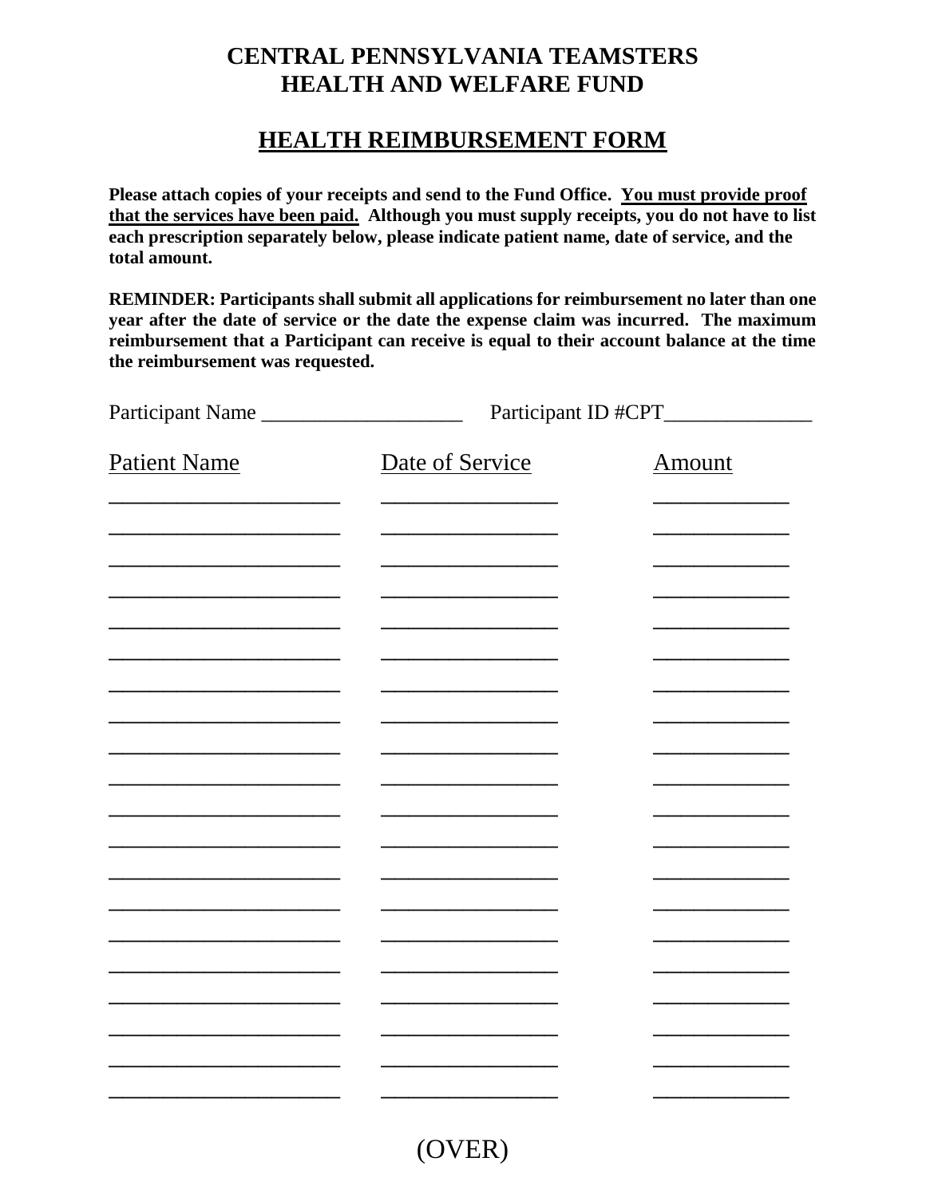# CENTRAL PENNSYLVANIA TEAMSTERS HEALTH AND WELFARE FUND

## HEALTH REIMBURSEMENT FORM

**Please attach copies of your receipts and send to the Fund Office. You must provide proof that the services have been paid. Although you must supply receipts, you do not have to list each prescription separately below, please indicate patient name, date of service, and the total amount.**

**REMINDER: Participants shall submit all applications for reimbursement no later than one year after the date of service or the date the expense claim was incurred. The maximum reimbursement that a Participant can receive is equal to their account balance at the time the reimbursement was requested.**

Participant Name ___________________ Participant ID #CPT______________

| Patient Name | Date of Service | Amount |
|---|---|---|
| | | |
| | | |
| | | |
| | | |
| | | |
| | | |
| | | |
| | | |
| | | |
| | | |
| | | |
| | | |
| | | |
| | | |
| | | |
| | | |
| | | |
| | | |
| | | |
| | | |

(OVER)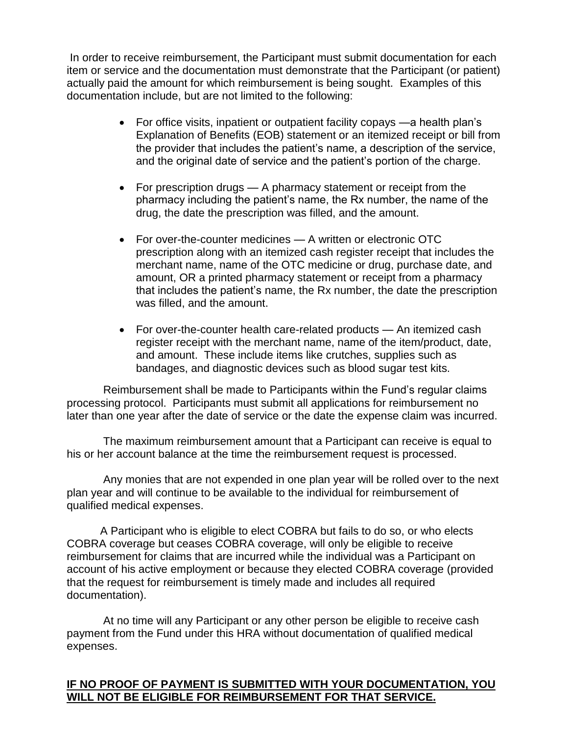In order to receive reimbursement, the Participant must submit documentation for each item or service and the documentation must demonstrate that the Participant (or patient) actually paid the amount for which reimbursement is being sought. Examples of this documentation include, but are not limited to the following:

- For office visits, inpatient or outpatient facility copays —a health plan's Explanation of Benefits (EOB) statement or an itemized receipt or bill from the provider that includes the patient's name, a description of the service, and the original date of service and the patient's portion of the charge.
- For prescription drugs — A pharmacy statement or receipt from the pharmacy including the patient's name, the Rx number, the name of the drug, the date the prescription was filled, and the amount.
- For over-the-counter medicines — A written or electronic OTC prescription along with an itemized cash register receipt that includes the merchant name, name of the OTC medicine or drug, purchase date, and amount, OR a printed pharmacy statement or receipt from a pharmacy that includes the patient's name, the Rx number, the date the prescription was filled, and the amount.
- For over-the-counter health care-related products — An itemized cash register receipt with the merchant name, name of the item/product, date, and amount. These include items like crutches, supplies such as bandages, and diagnostic devices such as blood sugar test kits.

Reimbursement shall be made to Participants within the Fund's regular claims processing protocol. Participants must submit all applications for reimbursement no later than one year after the date of service or the date the expense claim was incurred.

The maximum reimbursement amount that a Participant can receive is equal to his or her account balance at the time the reimbursement request is processed.

Any monies that are not expended in one plan year will be rolled over to the next plan year and will continue to be available to the individual for reimbursement of qualified medical expenses.

A Participant who is eligible to elect COBRA but fails to do so, or who elects COBRA coverage but ceases COBRA coverage, will only be eligible to receive reimbursement for claims that are incurred while the individual was a Participant on account of his active employment or because they elected COBRA coverage (provided that the request for reimbursement is timely made and includes all required documentation).

At no time will any Participant or any other person be eligible to receive cash payment from the Fund under this HRA without documentation of qualified medical expenses.

**IF NO PROOF OF PAYMENT IS SUBMITTED WITH YOUR DOCUMENTATION, YOU WILL NOT BE ELIGIBLE FOR REIMBURSEMENT FOR THAT SERVICE.**